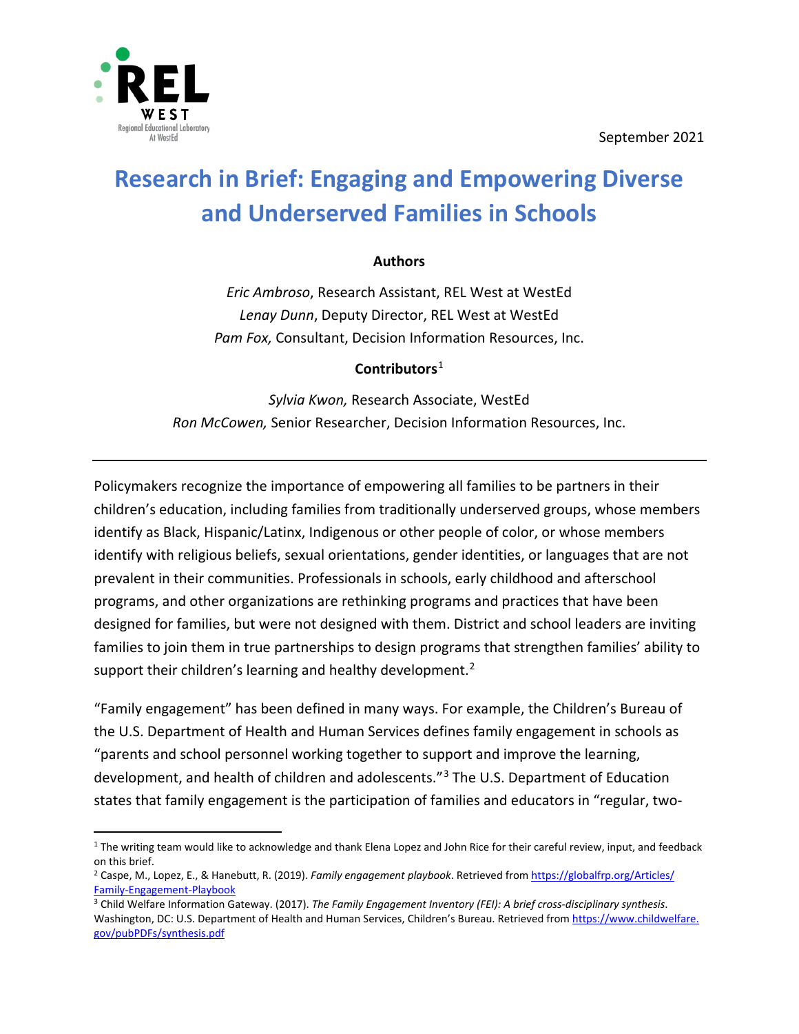REL WEST
Regional Educational Laboratory At WestEd

September 2021

# Research in Brief: Engaging and Empowering Diverse and Underserved Families in Schools

**Authors**

*Eric Ambroso*, Research Assistant, REL West at WestEd
*Lenay Dunn*, Deputy Director, REL West at WestEd
*Pam Fox,* Consultant, Decision Information Resources, Inc.

**Contributors**[1]

*Sylvia Kwon,* Research Associate, WestEd
*Ron McCowen,* Senior Researcher, Decision Information Resources, Inc.

---

Policymakers recognize the importance of empowering all families to be partners in their children's education, including families from traditionally underserved groups, whose members identify as Black, Hispanic/Latinx, Indigenous or other people of color, or whose members identify with religious beliefs, sexual orientations, gender identities, or languages that are not prevalent in their communities. Professionals in schools, early childhood and afterschool programs, and other organizations are rethinking programs and practices that have been designed for families, but were not designed with them. District and school leaders are inviting families to join them in true partnerships to design programs that strengthen families' ability to support their children's learning and healthy development.[2]

"Family engagement" has been defined in many ways. For example, the Children's Bureau of the U.S. Department of Health and Human Services defines family engagement in schools as "parents and school personnel working together to support and improve the learning, development, and health of children and adolescents."[3] The U.S. Department of Education states that family engagement is the participation of families and educators in "regular, two-

---

[1] The writing team would like to acknowledge and thank Elena Lopez and John Rice for their careful review, input, and feedback on this brief.

[2] Caspe, M., Lopez, E., & Hanebutt, R. (2019). *Family engagement playbook*. Retrieved from https://globalfrp.org/Articles/Family-Engagement-Playbook

[3] Child Welfare Information Gateway. (2017). *The Family Engagement Inventory (FEI): A brief cross-disciplinary synthesis*. Washington, DC: U.S. Department of Health and Human Services, Children's Bureau. Retrieved from https://www.childwelfare.gov/pubPDFs/synthesis.pdf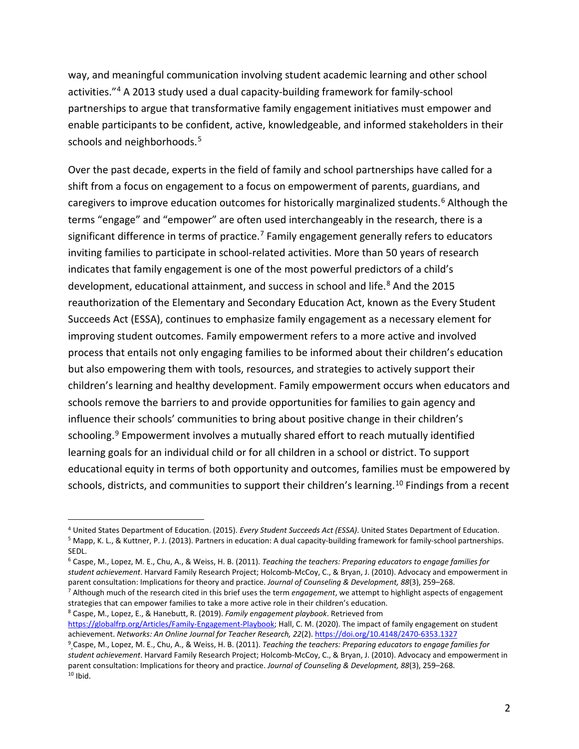way, and meaningful communication involving student academic learning and other school activities."[4] A 2013 study used a dual capacity-building framework for family-school partnerships to argue that transformative family engagement initiatives must empower and enable participants to be confident, active, knowledgeable, and informed stakeholders in their schools and neighborhoods.[5]

Over the past decade, experts in the field of family and school partnerships have called for a shift from a focus on engagement to a focus on empowerment of parents, guardians, and caregivers to improve education outcomes for historically marginalized students.[6] Although the terms "engage" and "empower" are often used interchangeably in the research, there is a significant difference in terms of practice.[7] Family engagement generally refers to educators inviting families to participate in school-related activities. More than 50 years of research indicates that family engagement is one of the most powerful predictors of a child's development, educational attainment, and success in school and life.[8] And the 2015 reauthorization of the Elementary and Secondary Education Act, known as the Every Student Succeeds Act (ESSA), continues to emphasize family engagement as a necessary element for improving student outcomes. Family empowerment refers to a more active and involved process that entails not only engaging families to be informed about their children's education but also empowering them with tools, resources, and strategies to actively support their children's learning and healthy development. Family empowerment occurs when educators and schools remove the barriers to and provide opportunities for families to gain agency and influence their schools' communities to bring about positive change in their children's schooling.[9] Empowerment involves a mutually shared effort to reach mutually identified learning goals for an individual child or for all children in a school or district. To support educational equity in terms of both opportunity and outcomes, families must be empowered by schools, districts, and communities to support their children's learning.[10] Findings from a recent

---

[4] United States Department of Education. (2015). *Every Student Succeeds Act (ESSA)*. United States Department of Education.

[5] Mapp, K. L., & Kuttner, P. J. (2013). Partners in education: A dual capacity-building framework for family-school partnerships. SEDL.

[6] Caspe, M., Lopez, M. E., Chu, A., & Weiss, H. B. (2011). *Teaching the teachers: Preparing educators to engage families for student achievement*. Harvard Family Research Project; Holcomb-McCoy, C., & Bryan, J. (2010). Advocacy and empowerment in parent consultation: Implications for theory and practice. *Journal of Counseling & Development, 88*(3), 259–268.

[7] Although much of the research cited in this brief uses the term *engagement*, we attempt to highlight aspects of engagement strategies that can empower families to take a more active role in their children's education.

[8] Caspe, M., Lopez, E., & Hanebutt, R. (2019). *Family engagement playbook*. Retrieved from https://globalfrp.org/Articles/Family-Engagement-Playbook; Hall, C. M. (2020). The impact of family engagement on student achievement. *Networks: An Online Journal for Teacher Research, 22*(2). https://doi.org/10.4148/2470-6353.1327

[9] Caspe, M., Lopez, M. E., Chu, A., & Weiss, H. B. (2011). *Teaching the teachers: Preparing educators to engage families for student achievement*. Harvard Family Research Project; Holcomb-McCoy, C., & Bryan, J. (2010). Advocacy and empowerment in parent consultation: Implications for theory and practice. *Journal of Counseling & Development, 88*(3), 259–268.

[10] Ibid.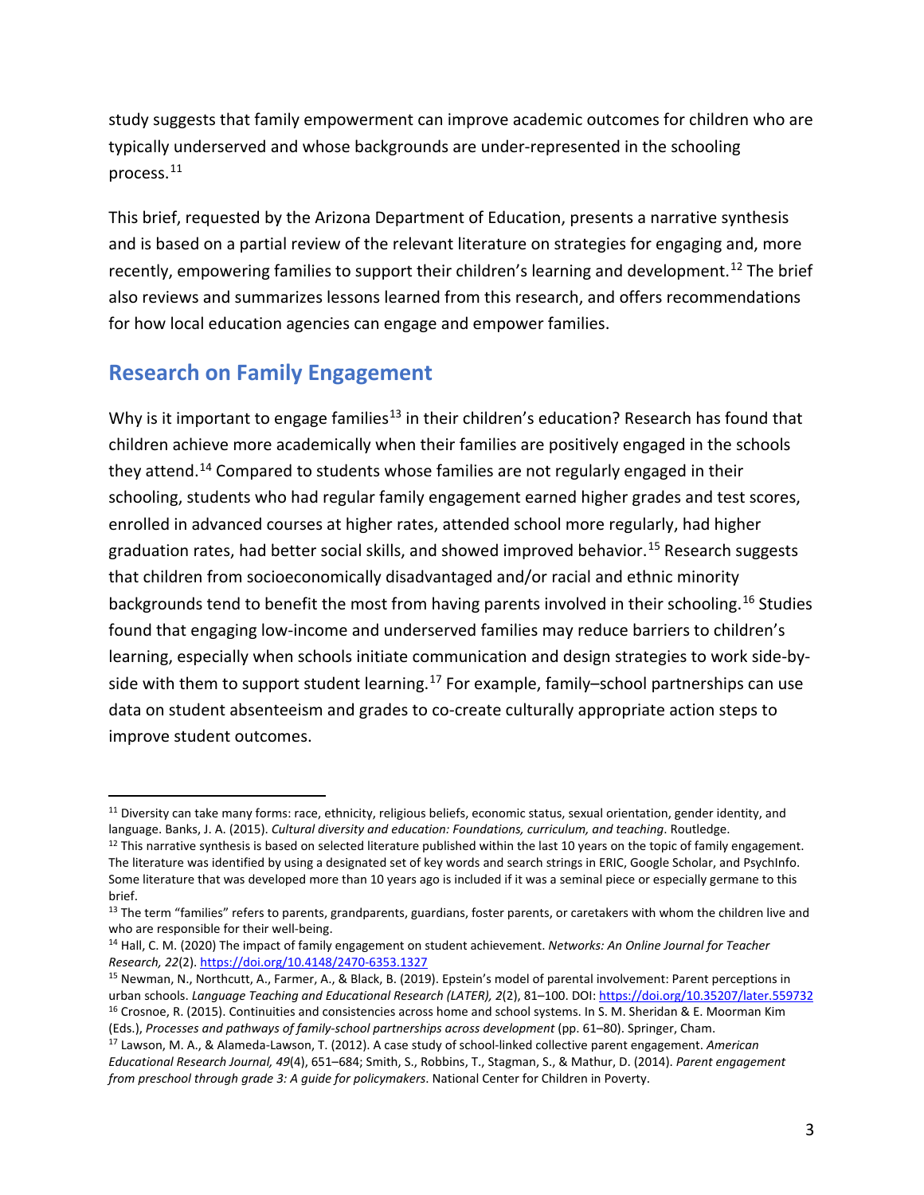study suggests that family empowerment can improve academic outcomes for children who are typically underserved and whose backgrounds are under-represented in the schooling process.[11]

This brief, requested by the Arizona Department of Education, presents a narrative synthesis and is based on a partial review of the relevant literature on strategies for engaging and, more recently, empowering families to support their children's learning and development.[12] The brief also reviews and summarizes lessons learned from this research, and offers recommendations for how local education agencies can engage and empower families.

## Research on Family Engagement

Why is it important to engage families[13] in their children's education? Research has found that children achieve more academically when their families are positively engaged in the schools they attend.[14] Compared to students whose families are not regularly engaged in their schooling, students who had regular family engagement earned higher grades and test scores, enrolled in advanced courses at higher rates, attended school more regularly, had higher graduation rates, had better social skills, and showed improved behavior.[15] Research suggests that children from socioeconomically disadvantaged and/or racial and ethnic minority backgrounds tend to benefit the most from having parents involved in their schooling.[16] Studies found that engaging low-income and underserved families may reduce barriers to children's learning, especially when schools initiate communication and design strategies to work side-by-side with them to support student learning.[17] For example, family–school partnerships can use data on student absenteeism and grades to co-create culturally appropriate action steps to improve student outcomes.

---

[11] Diversity can take many forms: race, ethnicity, religious beliefs, economic status, sexual orientation, gender identity, and language. Banks, J. A. (2015). *Cultural diversity and education: Foundations, curriculum, and teaching*. Routledge.

[12] This narrative synthesis is based on selected literature published within the last 10 years on the topic of family engagement. The literature was identified by using a designated set of key words and search strings in ERIC, Google Scholar, and PsychInfo. Some literature that was developed more than 10 years ago is included if it was a seminal piece or especially germane to this brief.

[13] The term "families" refers to parents, grandparents, guardians, foster parents, or caretakers with whom the children live and who are responsible for their well-being.

[14] Hall, C. M. (2020) The impact of family engagement on student achievement. *Networks: An Online Journal for Teacher Research, 22*(2). https://doi.org/10.4148/2470-6353.1327

[15] Newman, N., Northcutt, A., Farmer, A., & Black, B. (2019). Epstein's model of parental involvement: Parent perceptions in urban schools. *Language Teaching and Educational Research (LATER), 2*(2), 81–100. DOI: https://doi.org/10.35207/later.559732

[16] Crosnoe, R. (2015). Continuities and consistencies across home and school systems. In S. M. Sheridan & E. Moorman Kim (Eds.), *Processes and pathways of family-school partnerships across development* (pp. 61–80). Springer, Cham.

[17] Lawson, M. A., & Alameda-Lawson, T. (2012). A case study of school-linked collective parent engagement. *American Educational Research Journal, 49*(4), 651–684; Smith, S., Robbins, T., Stagman, S., & Mathur, D. (2014). *Parent engagement from preschool through grade 3: A guide for policymakers*. National Center for Children in Poverty.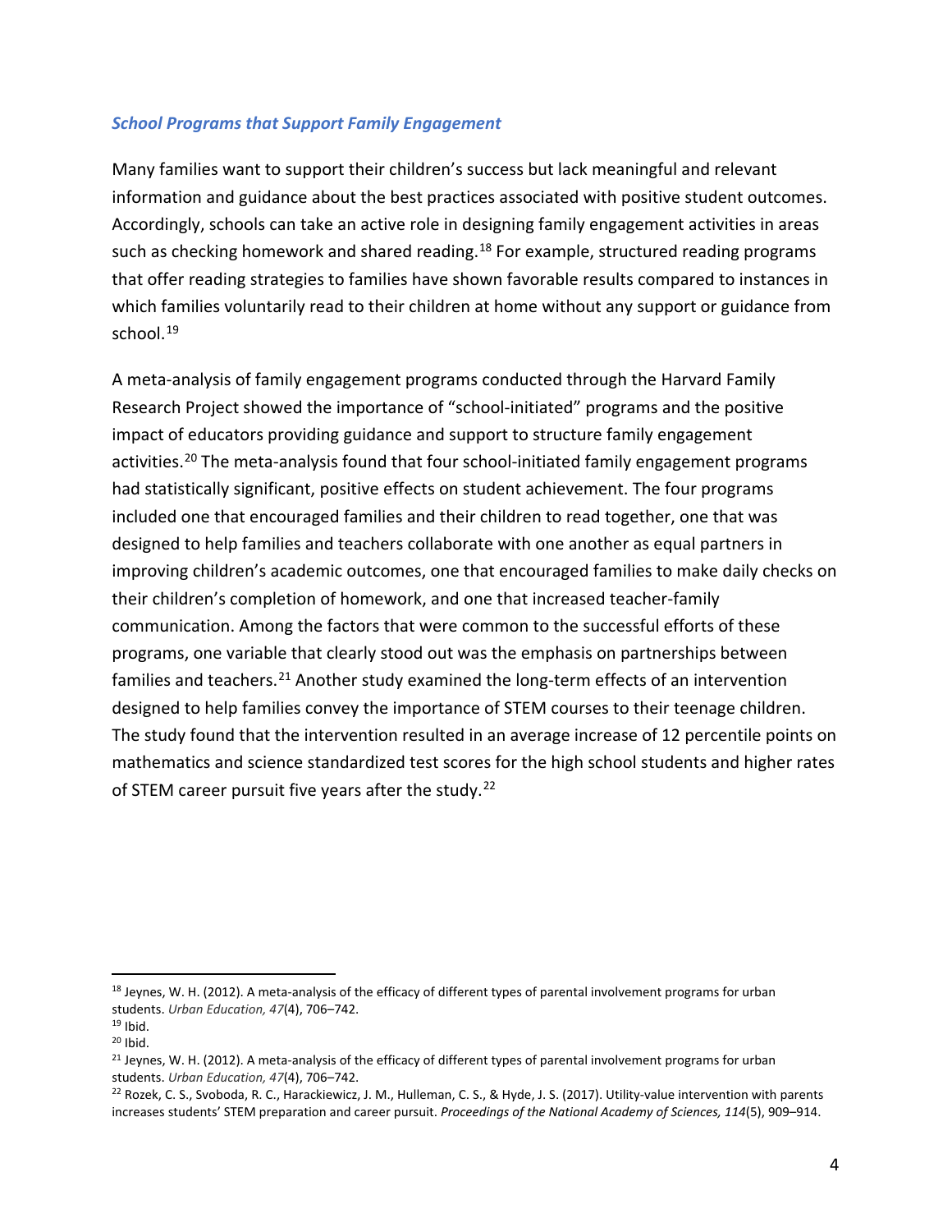### *School Programs that Support Family Engagement*

Many families want to support their children's success but lack meaningful and relevant information and guidance about the best practices associated with positive student outcomes. Accordingly, schools can take an active role in designing family engagement activities in areas such as checking homework and shared reading.[18] For example, structured reading programs that offer reading strategies to families have shown favorable results compared to instances in which families voluntarily read to their children at home without any support or guidance from school.[19]

A meta-analysis of family engagement programs conducted through the Harvard Family Research Project showed the importance of "school-initiated" programs and the positive impact of educators providing guidance and support to structure family engagement activities.[20] The meta-analysis found that four school-initiated family engagement programs had statistically significant, positive effects on student achievement. The four programs included one that encouraged families and their children to read together, one that was designed to help families and teachers collaborate with one another as equal partners in improving children's academic outcomes, one that encouraged families to make daily checks on their children's completion of homework, and one that increased teacher-family communication. Among the factors that were common to the successful efforts of these programs, one variable that clearly stood out was the emphasis on partnerships between families and teachers.[21] Another study examined the long-term effects of an intervention designed to help families convey the importance of STEM courses to their teenage children. The study found that the intervention resulted in an average increase of 12 percentile points on mathematics and science standardized test scores for the high school students and higher rates of STEM career pursuit five years after the study.[22]

---

[18] Jeynes, W. H. (2012). A meta-analysis of the efficacy of different types of parental involvement programs for urban students. *Urban Education, 47*(4), 706–742.

[19] Ibid.

[20] Ibid.

[21] Jeynes, W. H. (2012). A meta-analysis of the efficacy of different types of parental involvement programs for urban students. *Urban Education, 47*(4), 706–742.

[22] Rozek, C. S., Svoboda, R. C., Harackiewicz, J. M., Hulleman, C. S., & Hyde, J. S. (2017). Utility-value intervention with parents increases students' STEM preparation and career pursuit. *Proceedings of the National Academy of Sciences, 114*(5), 909–914.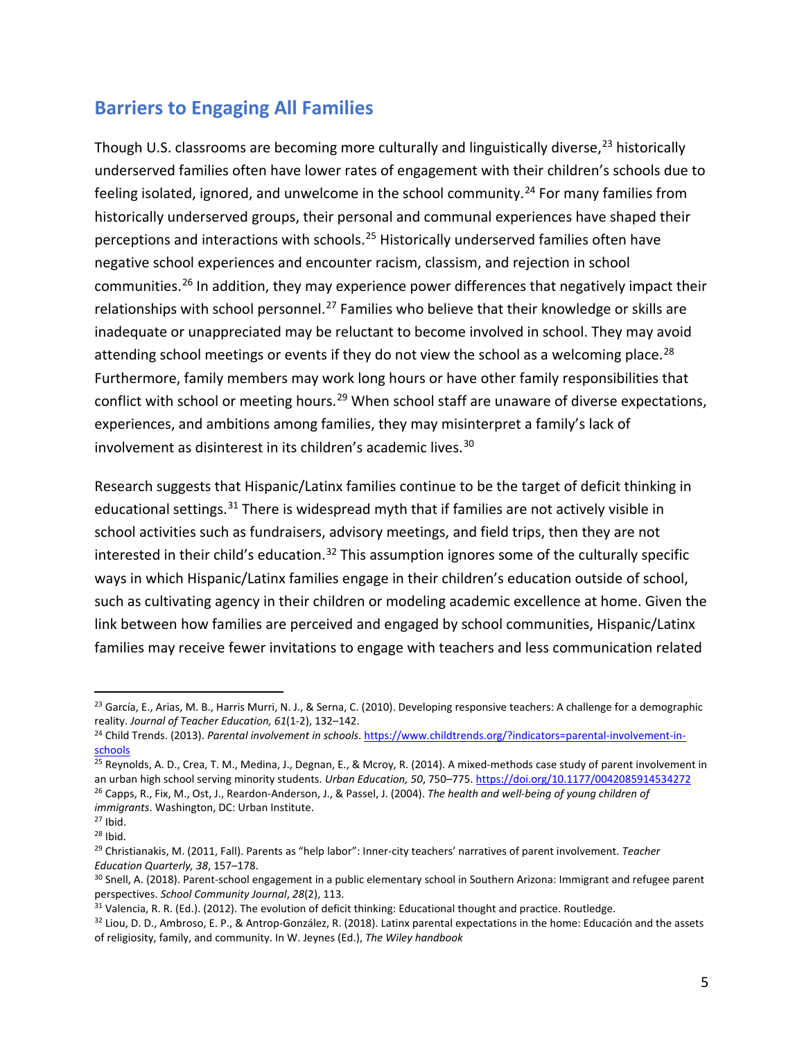## Barriers to Engaging All Families

Though U.S. classrooms are becoming more culturally and linguistically diverse,[23] historically underserved families often have lower rates of engagement with their children's schools due to feeling isolated, ignored, and unwelcome in the school community.[24] For many families from historically underserved groups, their personal and communal experiences have shaped their perceptions and interactions with schools.[25] Historically underserved families often have negative school experiences and encounter racism, classism, and rejection in school communities.[26] In addition, they may experience power differences that negatively impact their relationships with school personnel.[27] Families who believe that their knowledge or skills are inadequate or unappreciated may be reluctant to become involved in school. They may avoid attending school meetings or events if they do not view the school as a welcoming place.[28] Furthermore, family members may work long hours or have other family responsibilities that conflict with school or meeting hours.[29] When school staff are unaware of diverse expectations, experiences, and ambitions among families, they may misinterpret a family's lack of involvement as disinterest in its children's academic lives.[30]

Research suggests that Hispanic/Latinx families continue to be the target of deficit thinking in educational settings.[31] There is widespread myth that if families are not actively visible in school activities such as fundraisers, advisory meetings, and field trips, then they are not interested in their child's education.[32] This assumption ignores some of the culturally specific ways in which Hispanic/Latinx families engage in their children's education outside of school, such as cultivating agency in their children or modeling academic excellence at home. Given the link between how families are perceived and engaged by school communities, Hispanic/Latinx families may receive fewer invitations to engage with teachers and less communication related

---

[23] García, E., Arias, M. B., Harris Murri, N. J., & Serna, C. (2010). Developing responsive teachers: A challenge for a demographic reality. *Journal of Teacher Education, 61*(1-2), 132–142.

[24] Child Trends. (2013). *Parental involvement in schools*. https://www.childtrends.org/?indicators=parental-involvement-in-schools

[25] Reynolds, A. D., Crea, T. M., Medina, J., Degnan, E., & Mcroy, R. (2014). A mixed-methods case study of parent involvement in an urban high school serving minority students. *Urban Education, 50*, 750–775. https://doi.org/10.1177/0042085914534272

[26] Capps, R., Fix, M., Ost, J., Reardon-Anderson, J., & Passel, J. (2004). *The health and well-being of young children of immigrants*. Washington, DC: Urban Institute.

[27] Ibid.

[28] Ibid.

[29] Christianakis, M. (2011, Fall). Parents as "help labor": Inner-city teachers' narratives of parent involvement. *Teacher Education Quarterly, 38*, 157–178.

[30] Snell, A. (2018). Parent-school engagement in a public elementary school in Southern Arizona: Immigrant and refugee parent perspectives. *School Community Journal*, *28*(2), 113.

[31] Valencia, R. R. (Ed.). (2012). The evolution of deficit thinking: Educational thought and practice. Routledge.

[32] Liou, D. D., Ambroso, E. P., & Antrop-González, R. (2018). Latinx parental expectations in the home: Educación and the assets of religiosity, family, and community. In W. Jeynes (Ed.), *The Wiley handbook*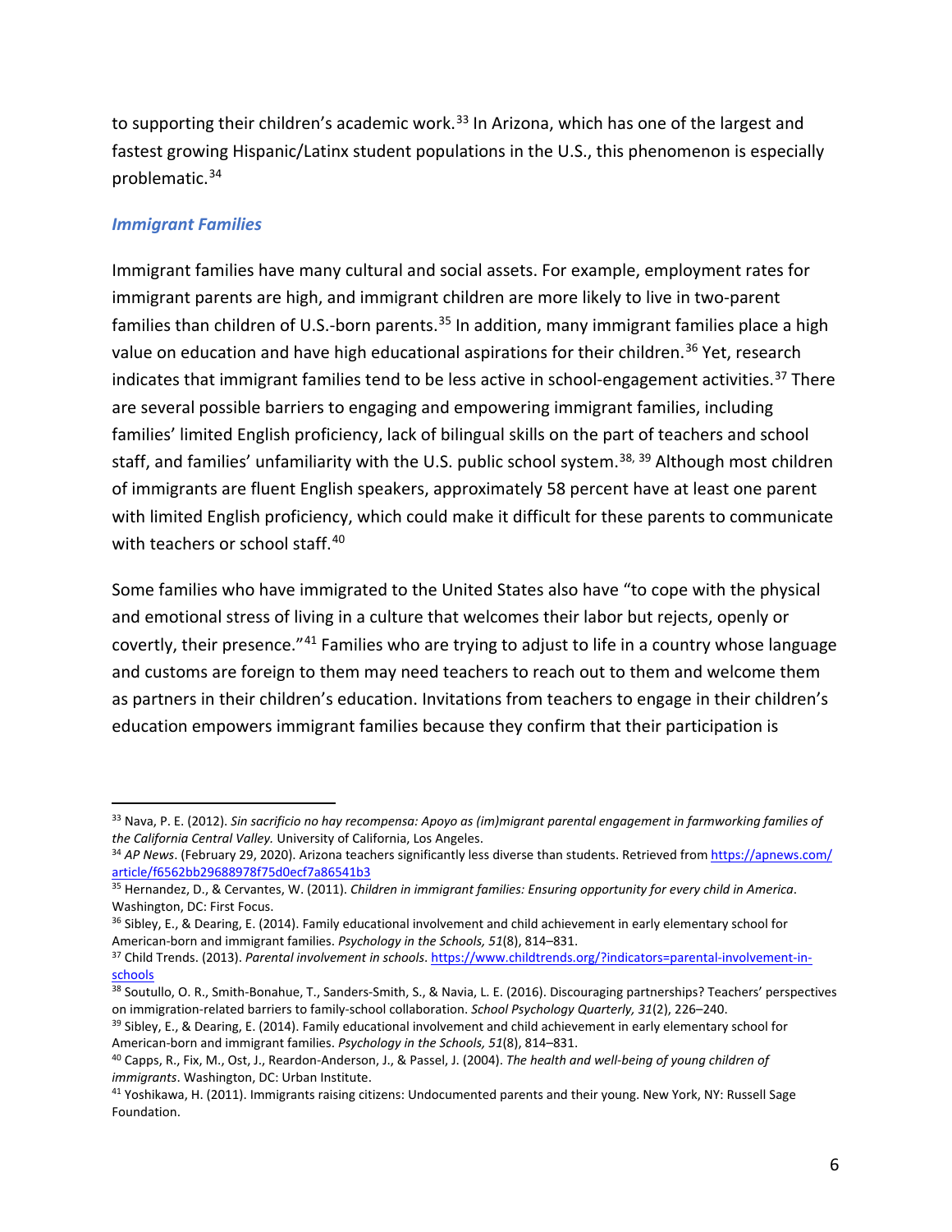to supporting their children's academic work.[33] In Arizona, which has one of the largest and fastest growing Hispanic/Latinx student populations in the U.S., this phenomenon is especially problematic.[34]

### *Immigrant Families*

Immigrant families have many cultural and social assets. For example, employment rates for immigrant parents are high, and immigrant children are more likely to live in two-parent families than children of U.S.-born parents.[35] In addition, many immigrant families place a high value on education and have high educational aspirations for their children.[36] Yet, research indicates that immigrant families tend to be less active in school-engagement activities.[37] There are several possible barriers to engaging and empowering immigrant families, including families' limited English proficiency, lack of bilingual skills on the part of teachers and school staff, and families' unfamiliarity with the U.S. public school system.[38, 39] Although most children of immigrants are fluent English speakers, approximately 58 percent have at least one parent with limited English proficiency, which could make it difficult for these parents to communicate with teachers or school staff.[40]

Some families who have immigrated to the United States also have "to cope with the physical and emotional stress of living in a culture that welcomes their labor but rejects, openly or covertly, their presence."[41] Families who are trying to adjust to life in a country whose language and customs are foreign to them may need teachers to reach out to them and welcome them as partners in their children's education. Invitations from teachers to engage in their children's education empowers immigrant families because they confirm that their participation is

---

[33] Nava, P. E. (2012). *Sin sacrificio no hay recompensa: Apoyo as (im)migrant parental engagement in farmworking families of the California Central Valley.* University of California, Los Angeles.

[34] *AP News*. (February 29, 2020). Arizona teachers significantly less diverse than students. Retrieved from https://apnews.com/article/f6562bb29688978f75d0ecf7a86541b3

[35] Hernandez, D., & Cervantes, W. (2011). *Children in immigrant families: Ensuring opportunity for every child in America*. Washington, DC: First Focus.

[36] Sibley, E., & Dearing, E. (2014). Family educational involvement and child achievement in early elementary school for American-born and immigrant families. *Psychology in the Schools, 51*(8), 814–831.

[37] Child Trends. (2013). *Parental involvement in schools*. https://www.childtrends.org/?indicators=parental-involvement-in-schools

[38] Soutullo, O. R., Smith-Bonahue, T., Sanders-Smith, S., & Navia, L. E. (2016). Discouraging partnerships? Teachers' perspectives on immigration-related barriers to family-school collaboration. *School Psychology Quarterly, 31*(2), 226–240.

[39] Sibley, E., & Dearing, E. (2014). Family educational involvement and child achievement in early elementary school for American-born and immigrant families. *Psychology in the Schools, 51*(8), 814–831.

[40] Capps, R., Fix, M., Ost, J., Reardon-Anderson, J., & Passel, J. (2004). *The health and well-being of young children of immigrants*. Washington, DC: Urban Institute.

[41] Yoshikawa, H. (2011). Immigrants raising citizens: Undocumented parents and their young. New York, NY: Russell Sage Foundation.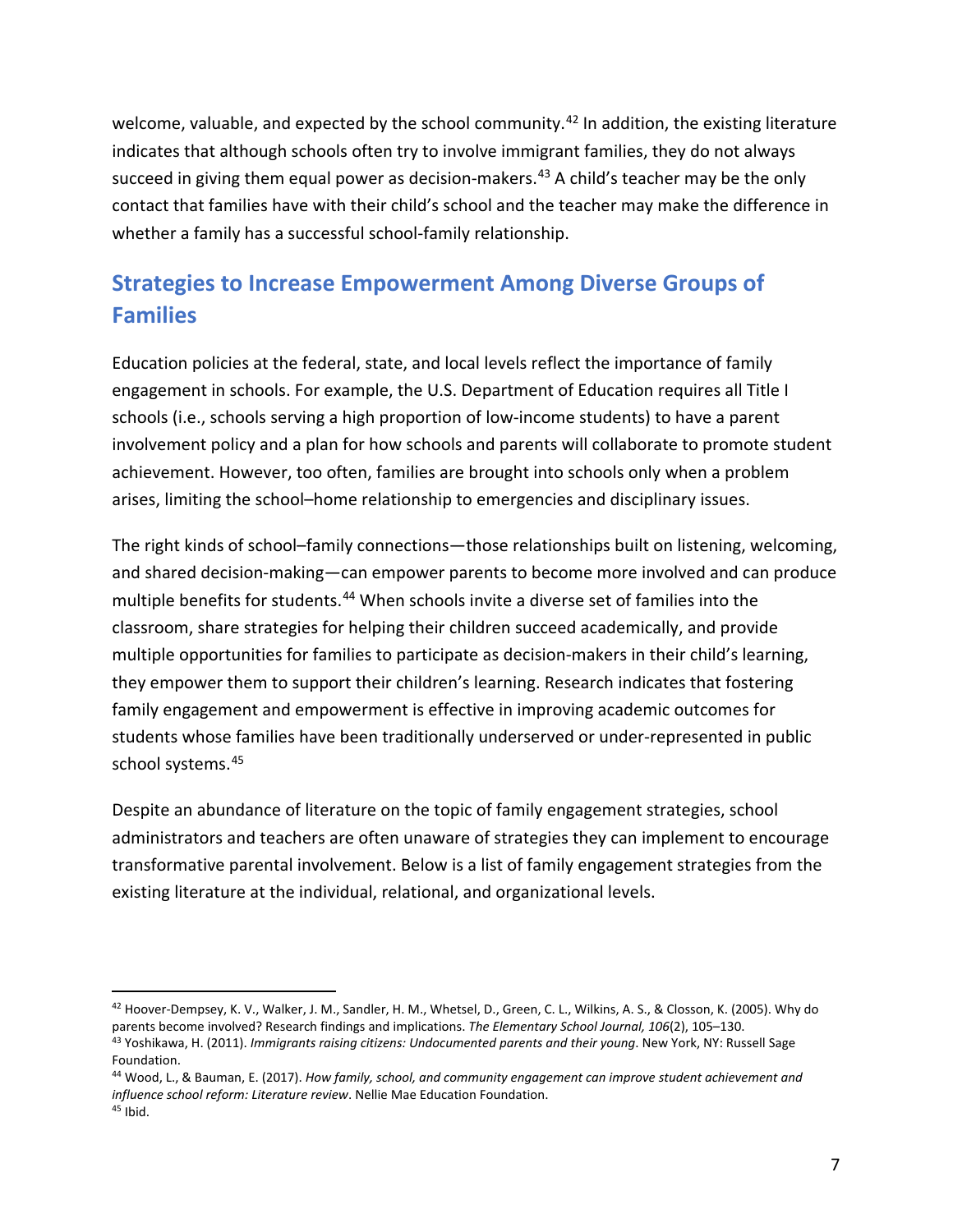welcome, valuable, and expected by the school community.[42] In addition, the existing literature indicates that although schools often try to involve immigrant families, they do not always succeed in giving them equal power as decision-makers.[43] A child's teacher may be the only contact that families have with their child's school and the teacher may make the difference in whether a family has a successful school-family relationship.

## Strategies to Increase Empowerment Among Diverse Groups of Families

Education policies at the federal, state, and local levels reflect the importance of family engagement in schools. For example, the U.S. Department of Education requires all Title I schools (i.e., schools serving a high proportion of low-income students) to have a parent involvement policy and a plan for how schools and parents will collaborate to promote student achievement. However, too often, families are brought into schools only when a problem arises, limiting the school–home relationship to emergencies and disciplinary issues.

The right kinds of school–family connections—those relationships built on listening, welcoming, and shared decision-making—can empower parents to become more involved and can produce multiple benefits for students.[44] When schools invite a diverse set of families into the classroom, share strategies for helping their children succeed academically, and provide multiple opportunities for families to participate as decision-makers in their child's learning, they empower them to support their children's learning. Research indicates that fostering family engagement and empowerment is effective in improving academic outcomes for students whose families have been traditionally underserved or under-represented in public school systems.[45]

Despite an abundance of literature on the topic of family engagement strategies, school administrators and teachers are often unaware of strategies they can implement to encourage transformative parental involvement. Below is a list of family engagement strategies from the existing literature at the individual, relational, and organizational levels.

---

[42] Hoover-Dempsey, K. V., Walker, J. M., Sandler, H. M., Whetsel, D., Green, C. L., Wilkins, A. S., & Closson, K. (2005). Why do parents become involved? Research findings and implications. *The Elementary School Journal, 106*(2), 105–130.

[43] Yoshikawa, H. (2011). *Immigrants raising citizens: Undocumented parents and their young*. New York, NY: Russell Sage Foundation.

[44] Wood, L., & Bauman, E. (2017). *How family, school, and community engagement can improve student achievement and influence school reform: Literature review*. Nellie Mae Education Foundation.

[45] Ibid.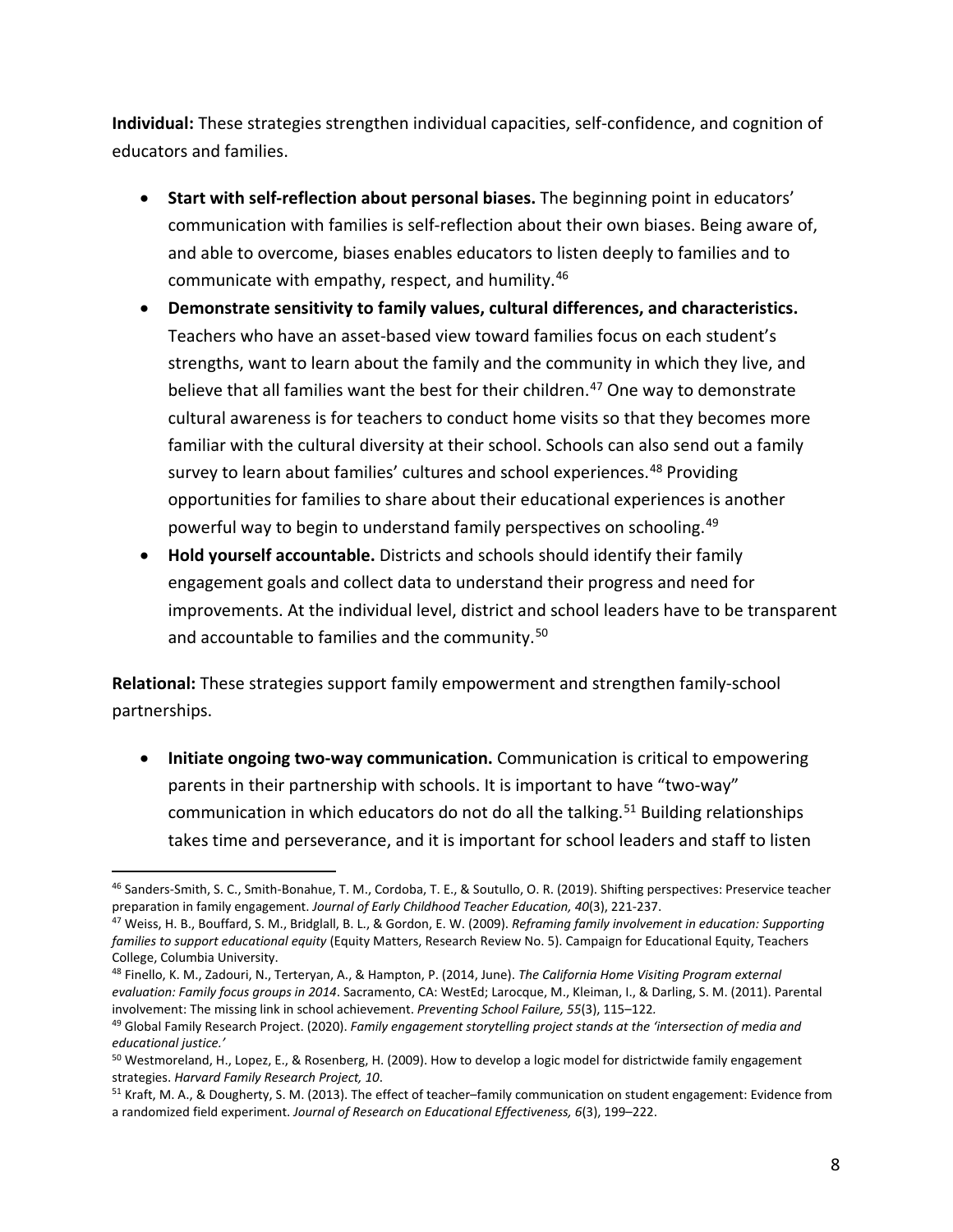**Individual:** These strategies strengthen individual capacities, self-confidence, and cognition of educators and families.

- **Start with self-reflection about personal biases.** The beginning point in educators' communication with families is self-reflection about their own biases. Being aware of, and able to overcome, biases enables educators to listen deeply to families and to communicate with empathy, respect, and humility.[46]
- **Demonstrate sensitivity to family values, cultural differences, and characteristics.** Teachers who have an asset-based view toward families focus on each student's strengths, want to learn about the family and the community in which they live, and believe that all families want the best for their children.[47] One way to demonstrate cultural awareness is for teachers to conduct home visits so that they becomes more familiar with the cultural diversity at their school. Schools can also send out a family survey to learn about families' cultures and school experiences.[48] Providing opportunities for families to share about their educational experiences is another powerful way to begin to understand family perspectives on schooling.[49]
- **Hold yourself accountable.** Districts and schools should identify their family engagement goals and collect data to understand their progress and need for improvements. At the individual level, district and school leaders have to be transparent and accountable to families and the community.[50]

**Relational:** These strategies support family empowerment and strengthen family-school partnerships.

- **Initiate ongoing two-way communication.** Communication is critical to empowering parents in their partnership with schools. It is important to have "two-way" communication in which educators do not do all the talking.[51] Building relationships takes time and perseverance, and it is important for school leaders and staff to listen

---

[46] Sanders-Smith, S. C., Smith-Bonahue, T. M., Cordoba, T. E., & Soutullo, O. R. (2019). Shifting perspectives: Preservice teacher preparation in family engagement. *Journal of Early Childhood Teacher Education, 40*(3), 221-237.

[47] Weiss, H. B., Bouffard, S. M., Bridglall, B. L., & Gordon, E. W. (2009). *Reframing family involvement in education: Supporting families to support educational equity* (Equity Matters, Research Review No. 5). Campaign for Educational Equity, Teachers College, Columbia University.

[48] Finello, K. M., Zadouri, N., Terteryan, A., & Hampton, P. (2014, June). *The California Home Visiting Program external evaluation: Family focus groups in 2014*. Sacramento, CA: WestEd; Larocque, M., Kleiman, I., & Darling, S. M. (2011). Parental involvement: The missing link in school achievement. *Preventing School Failure, 55*(3), 115–122.

[49] Global Family Research Project. (2020). *Family engagement storytelling project stands at the 'intersection of media and educational justice.'*

[50] Westmoreland, H., Lopez, E., & Rosenberg, H. (2009). How to develop a logic model for districtwide family engagement strategies. *Harvard Family Research Project, 10*.

[51] Kraft, M. A., & Dougherty, S. M. (2013). The effect of teacher–family communication on student engagement: Evidence from a randomized field experiment. *Journal of Research on Educational Effectiveness, 6*(3), 199–222.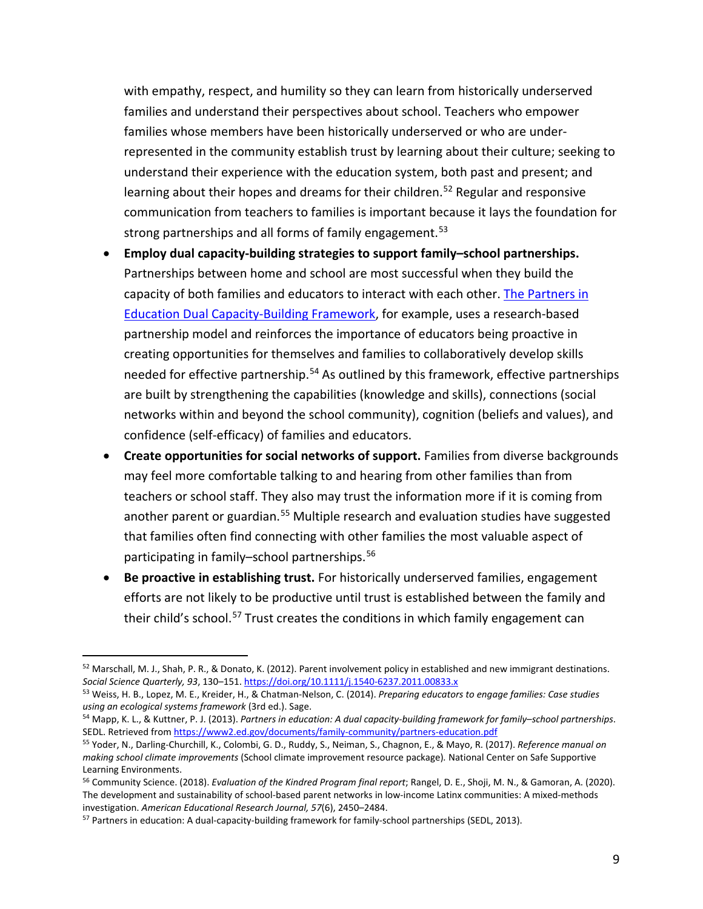with empathy, respect, and humility so they can learn from historically underserved families and understand their perspectives about school. Teachers who empower families whose members have been historically underserved or who are under-represented in the community establish trust by learning about their culture; seeking to understand their experience with the education system, both past and present; and learning about their hopes and dreams for their children.[52] Regular and responsive communication from teachers to families is important because it lays the foundation for strong partnerships and all forms of family engagement.[53]

- **Employ dual capacity-building strategies to support family–school partnerships.** Partnerships between home and school are most successful when they build the capacity of both families and educators to interact with each other. [The Partners in Education Dual Capacity-Building Framework](https://www2.ed.gov/documents/family-community/partners-education.pdf), for example, uses a research-based partnership model and reinforces the importance of educators being proactive in creating opportunities for themselves and families to collaboratively develop skills needed for effective partnership.[54] As outlined by this framework, effective partnerships are built by strengthening the capabilities (knowledge and skills), connections (social networks within and beyond the school community), cognition (beliefs and values), and confidence (self-efficacy) of families and educators.
- **Create opportunities for social networks of support.** Families from diverse backgrounds may feel more comfortable talking to and hearing from other families than from teachers or school staff. They also may trust the information more if it is coming from another parent or guardian.[55] Multiple research and evaluation studies have suggested that families often find connecting with other families the most valuable aspect of participating in family–school partnerships.[56]
- **Be proactive in establishing trust.** For historically underserved families, engagement efforts are not likely to be productive until trust is established between the family and their child's school.[57] Trust creates the conditions in which family engagement can

---

[52] Marschall, M. J., Shah, P. R., & Donato, K. (2012). Parent involvement policy in established and new immigrant destinations. *Social Science Quarterly, 93*, 130–151. https://doi.org/10.1111/j.1540-6237.2011.00833.x

[53] Weiss, H. B., Lopez, M. E., Kreider, H., & Chatman-Nelson, C. (2014). *Preparing educators to engage families: Case studies using an ecological systems framework* (3rd ed.). Sage.

[54] Mapp, K. L., & Kuttner, P. J. (2013). *Partners in education: A dual capacity-building framework for family–school partnerships*. SEDL. Retrieved from https://www2.ed.gov/documents/family-community/partners-education.pdf

[55] Yoder, N., Darling-Churchill, K., Colombi, G. D., Ruddy, S., Neiman, S., Chagnon, E., & Mayo, R. (2017). *Reference manual on making school climate improvements* (School climate improvement resource package). National Center on Safe Supportive Learning Environments.

[56] Community Science. (2018). *Evaluation of the Kindred Program final report*; Rangel, D. E., Shoji, M. N., & Gamoran, A. (2020). The development and sustainability of school-based parent networks in low-income Latinx communities: A mixed-methods investigation. *American Educational Research Journal, 57*(6), 2450–2484.

[57] Partners in education: A dual-capacity-building framework for family-school partnerships (SEDL, 2013).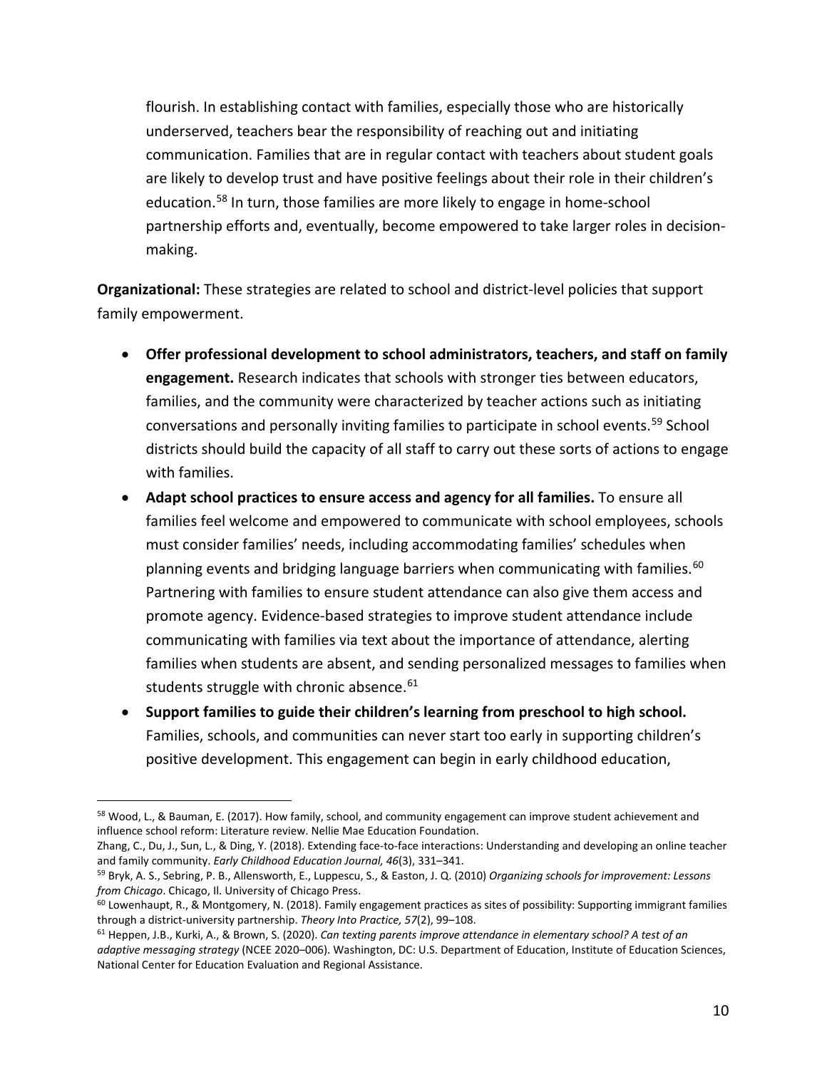flourish. In establishing contact with families, especially those who are historically underserved, teachers bear the responsibility of reaching out and initiating communication. Families that are in regular contact with teachers about student goals are likely to develop trust and have positive feelings about their role in their children's education.[58] In turn, those families are more likely to engage in home-school partnership efforts and, eventually, become empowered to take larger roles in decision-making.

**Organizational:** These strategies are related to school and district-level policies that support family empowerment.

- **Offer professional development to school administrators, teachers, and staff on family engagement.** Research indicates that schools with stronger ties between educators, families, and the community were characterized by teacher actions such as initiating conversations and personally inviting families to participate in school events.[59] School districts should build the capacity of all staff to carry out these sorts of actions to engage with families.
- **Adapt school practices to ensure access and agency for all families.** To ensure all families feel welcome and empowered to communicate with school employees, schools must consider families' needs, including accommodating families' schedules when planning events and bridging language barriers when communicating with families.[60] Partnering with families to ensure student attendance can also give them access and promote agency. Evidence-based strategies to improve student attendance include communicating with families via text about the importance of attendance, alerting families when students are absent, and sending personalized messages to families when students struggle with chronic absence.[61]
- **Support families to guide their children's learning from preschool to high school.** Families, schools, and communities can never start too early in supporting children's positive development. This engagement can begin in early childhood education,

---

[58] Wood, L., & Bauman, E. (2017). How family, school, and community engagement can improve student achievement and influence school reform: Literature review. Nellie Mae Education Foundation.
Zhang, C., Du, J., Sun, L., & Ding, Y. (2018). Extending face-to-face interactions: Understanding and developing an online teacher and family community. *Early Childhood Education Journal, 46*(3), 331–341.

[59] Bryk, A. S., Sebring, P. B., Allensworth, E., Luppescu, S., & Easton, J. Q. (2010) *Organizing schools for improvement: Lessons from Chicago*. Chicago, Il. University of Chicago Press.

[60] Lowenhaupt, R., & Montgomery, N. (2018). Family engagement practices as sites of possibility: Supporting immigrant families through a district-university partnership. *Theory Into Practice, 57*(2), 99–108.

[61] Heppen, J.B., Kurki, A., & Brown, S. (2020). *Can texting parents improve attendance in elementary school? A test of an adaptive messaging strategy* (NCEE 2020–006). Washington, DC: U.S. Department of Education, Institute of Education Sciences, National Center for Education Evaluation and Regional Assistance.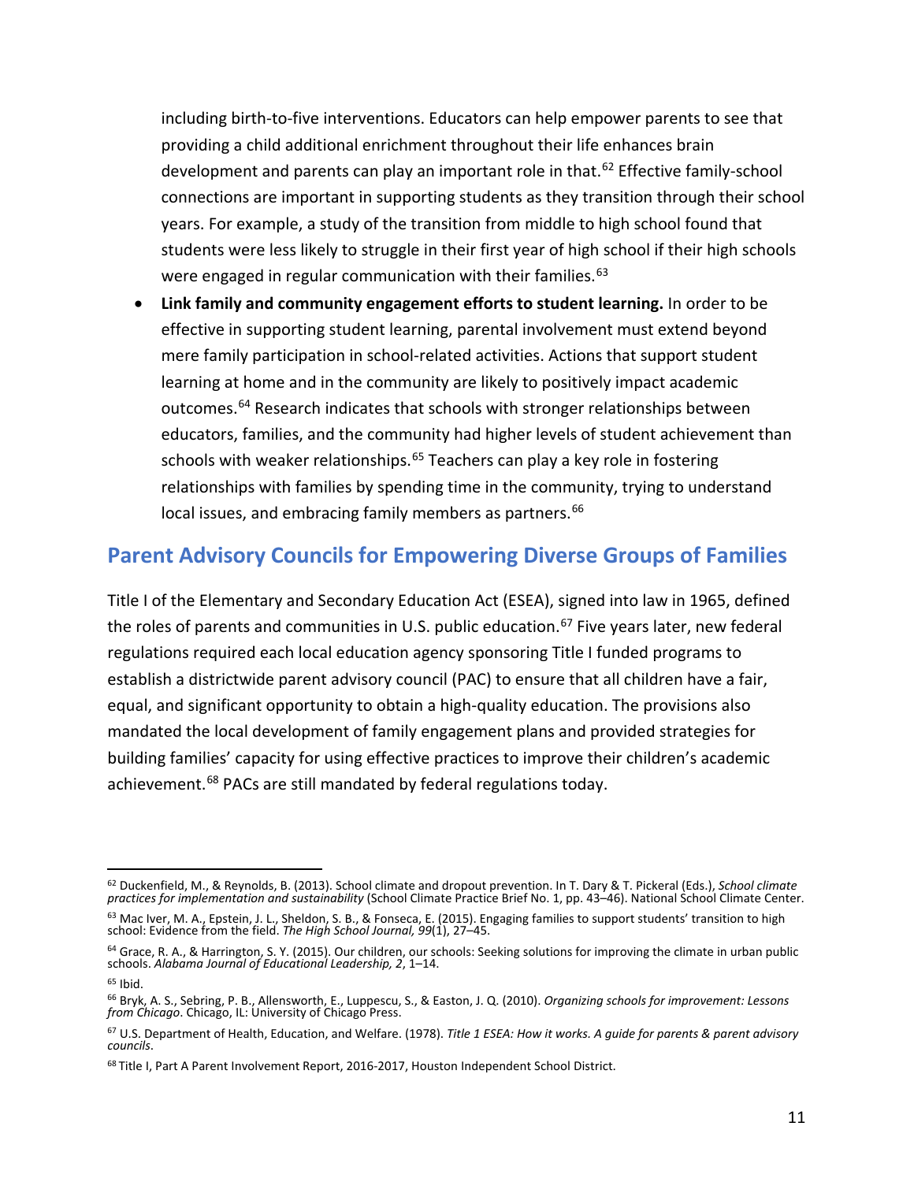including birth-to-five interventions. Educators can help empower parents to see that providing a child additional enrichment throughout their life enhances brain development and parents can play an important role in that.[62] Effective family-school connections are important in supporting students as they transition through their school years. For example, a study of the transition from middle to high school found that students were less likely to struggle in their first year of high school if their high schools were engaged in regular communication with their families.[63]

- **Link family and community engagement efforts to student learning.** In order to be effective in supporting student learning, parental involvement must extend beyond mere family participation in school-related activities. Actions that support student learning at home and in the community are likely to positively impact academic outcomes.[64] Research indicates that schools with stronger relationships between educators, families, and the community had higher levels of student achievement than schools with weaker relationships.[65] Teachers can play a key role in fostering relationships with families by spending time in the community, trying to understand local issues, and embracing family members as partners.[66]

## Parent Advisory Councils for Empowering Diverse Groups of Families

Title I of the Elementary and Secondary Education Act (ESEA), signed into law in 1965, defined the roles of parents and communities in U.S. public education.[67] Five years later, new federal regulations required each local education agency sponsoring Title I funded programs to establish a districtwide parent advisory council (PAC) to ensure that all children have a fair, equal, and significant opportunity to obtain a high-quality education. The provisions also mandated the local development of family engagement plans and provided strategies for building families' capacity for using effective practices to improve their children's academic achievement.[68] PACs are still mandated by federal regulations today.

---

[62] Duckenfield, M., & Reynolds, B. (2013). School climate and dropout prevention. In T. Dary & T. Pickeral (Eds.), *School climate practices for implementation and sustainability* (School Climate Practice Brief No. 1, pp. 43–46). National School Climate Center.

[63] Mac Iver, M. A., Epstein, J. L., Sheldon, S. B., & Fonseca, E. (2015). Engaging families to support students' transition to high school: Evidence from the field. *The High School Journal, 99*(1), 27–45.

[64] Grace, R. A., & Harrington, S. Y. (2015). Our children, our schools: Seeking solutions for improving the climate in urban public schools. *Alabama Journal of Educational Leadership, 2*, 1–14.

[65] Ibid.

[66] Bryk, A. S., Sebring, P. B., Allensworth, E., Luppescu, S., & Easton, J. Q. (2010). *Organizing schools for improvement: Lessons from Chicago*. Chicago, IL: University of Chicago Press.

[67] U.S. Department of Health, Education, and Welfare. (1978). *Title 1 ESEA: How it works. A guide for parents & parent advisory councils*.

[68] Title I, Part A Parent Involvement Report, 2016-2017, Houston Independent School District.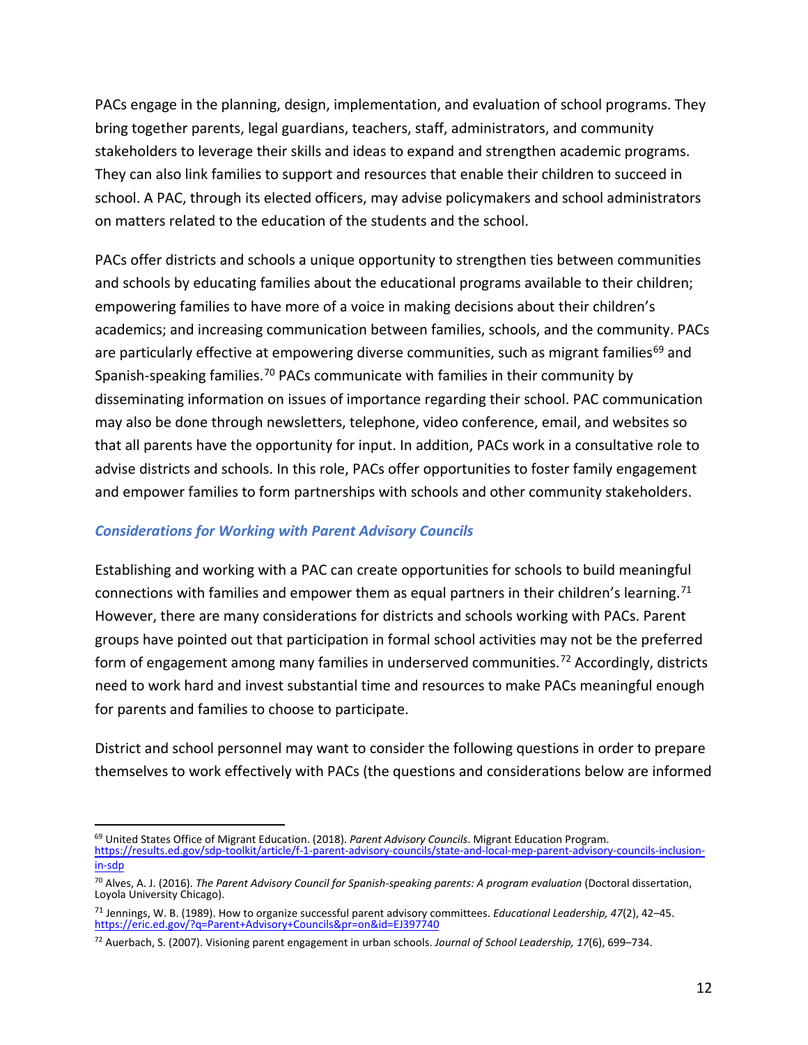PACs engage in the planning, design, implementation, and evaluation of school programs. They bring together parents, legal guardians, teachers, staff, administrators, and community stakeholders to leverage their skills and ideas to expand and strengthen academic programs. They can also link families to support and resources that enable their children to succeed in school. A PAC, through its elected officers, may advise policymakers and school administrators on matters related to the education of the students and the school.

PACs offer districts and schools a unique opportunity to strengthen ties between communities and schools by educating families about the educational programs available to their children; empowering families to have more of a voice in making decisions about their children's academics; and increasing communication between families, schools, and the community. PACs are particularly effective at empowering diverse communities, such as migrant families[69] and Spanish-speaking families.[70] PACs communicate with families in their community by disseminating information on issues of importance regarding their school. PAC communication may also be done through newsletters, telephone, video conference, email, and websites so that all parents have the opportunity for input. In addition, PACs work in a consultative role to advise districts and schools. In this role, PACs offer opportunities to foster family engagement and empower families to form partnerships with schools and other community stakeholders.

### *Considerations for Working with Parent Advisory Councils*

Establishing and working with a PAC can create opportunities for schools to build meaningful connections with families and empower them as equal partners in their children's learning.[71] However, there are many considerations for districts and schools working with PACs. Parent groups have pointed out that participation in formal school activities may not be the preferred form of engagement among many families in underserved communities.[72] Accordingly, districts need to work hard and invest substantial time and resources to make PACs meaningful enough for parents and families to choose to participate.

District and school personnel may want to consider the following questions in order to prepare themselves to work effectively with PACs (the questions and considerations below are informed

---

[69] United States Office of Migrant Education. (2018). *Parent Advisory Councils*. Migrant Education Program. https://results.ed.gov/sdp-toolkit/article/f-1-parent-advisory-councils/state-and-local-mep-parent-advisory-councils-inclusion-in-sdp

[70] Alves, A. J. (2016). *The Parent Advisory Council for Spanish-speaking parents: A program evaluation* (Doctoral dissertation, Loyola University Chicago).

[71] Jennings, W. B. (1989). How to organize successful parent advisory committees. *Educational Leadership, 47*(2), 42–45. https://eric.ed.gov/?q=Parent+Advisory+Councils&pr=on&id=EJ397740

[72] Auerbach, S. (2007). Visioning parent engagement in urban schools. *Journal of School Leadership, 17*(6), 699–734.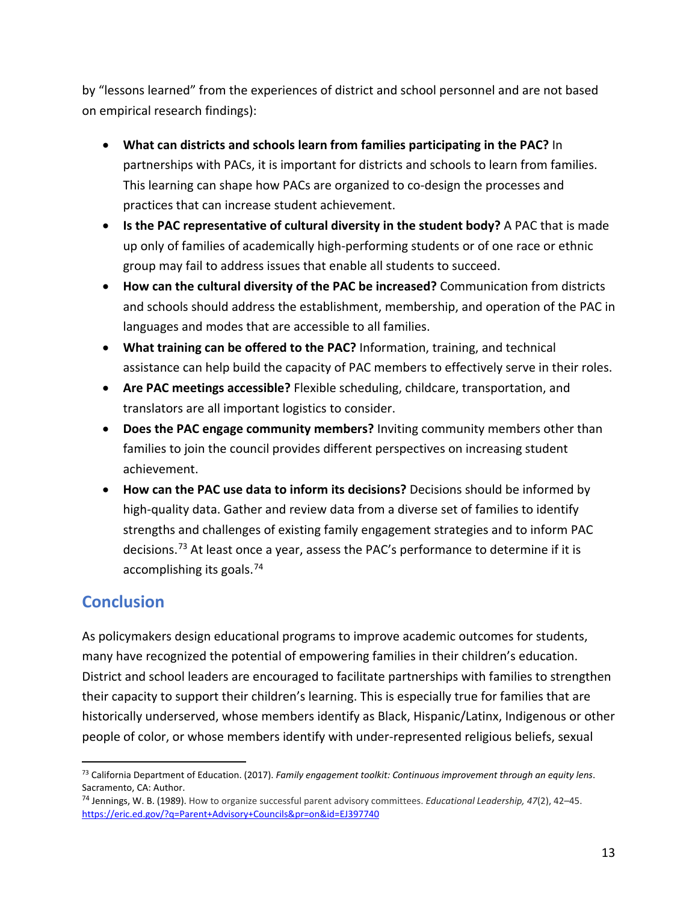by "lessons learned" from the experiences of district and school personnel and are not based on empirical research findings):

- **What can districts and schools learn from families participating in the PAC?** In partnerships with PACs, it is important for districts and schools to learn from families. This learning can shape how PACs are organized to co-design the processes and practices that can increase student achievement.
- **Is the PAC representative of cultural diversity in the student body?** A PAC that is made up only of families of academically high-performing students or of one race or ethnic group may fail to address issues that enable all students to succeed.
- **How can the cultural diversity of the PAC be increased?** Communication from districts and schools should address the establishment, membership, and operation of the PAC in languages and modes that are accessible to all families.
- **What training can be offered to the PAC?** Information, training, and technical assistance can help build the capacity of PAC members to effectively serve in their roles.
- **Are PAC meetings accessible?** Flexible scheduling, childcare, transportation, and translators are all important logistics to consider.
- **Does the PAC engage community members?** Inviting community members other than families to join the council provides different perspectives on increasing student achievement.
- **How can the PAC use data to inform its decisions?** Decisions should be informed by high-quality data. Gather and review data from a diverse set of families to identify strengths and challenges of existing family engagement strategies and to inform PAC decisions.[73] At least once a year, assess the PAC's performance to determine if it is accomplishing its goals.[74]

## Conclusion

As policymakers design educational programs to improve academic outcomes for students, many have recognized the potential of empowering families in their children's education. District and school leaders are encouraged to facilitate partnerships with families to strengthen their capacity to support their children's learning. This is especially true for families that are historically underserved, whose members identify as Black, Hispanic/Latinx, Indigenous or other people of color, or whose members identify with under-represented religious beliefs, sexual

---

[73] California Department of Education. (2017). *Family engagement toolkit: Continuous improvement through an equity lens*. Sacramento, CA: Author.

[74] Jennings, W. B. (1989). How to organize successful parent advisory committees. *Educational Leadership, 47*(2), 42–45. https://eric.ed.gov/?q=Parent+Advisory+Councils&pr=on&id=EJ397740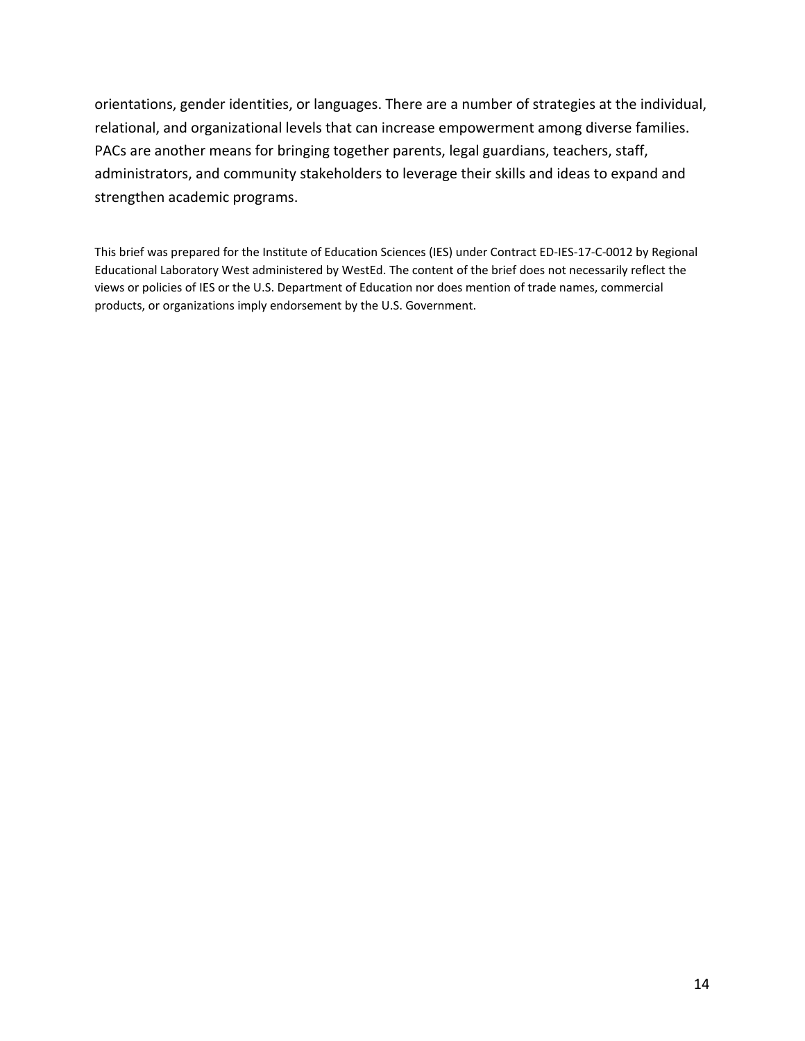orientations, gender identities, or languages. There are a number of strategies at the individual, relational, and organizational levels that can increase empowerment among diverse families. PACs are another means for bringing together parents, legal guardians, teachers, staff, administrators, and community stakeholders to leverage their skills and ideas to expand and strengthen academic programs.

This brief was prepared for the Institute of Education Sciences (IES) under Contract ED-IES-17-C-0012 by Regional Educational Laboratory West administered by WestEd. The content of the brief does not necessarily reflect the views or policies of IES or the U.S. Department of Education nor does mention of trade names, commercial products, or organizations imply endorsement by the U.S. Government.